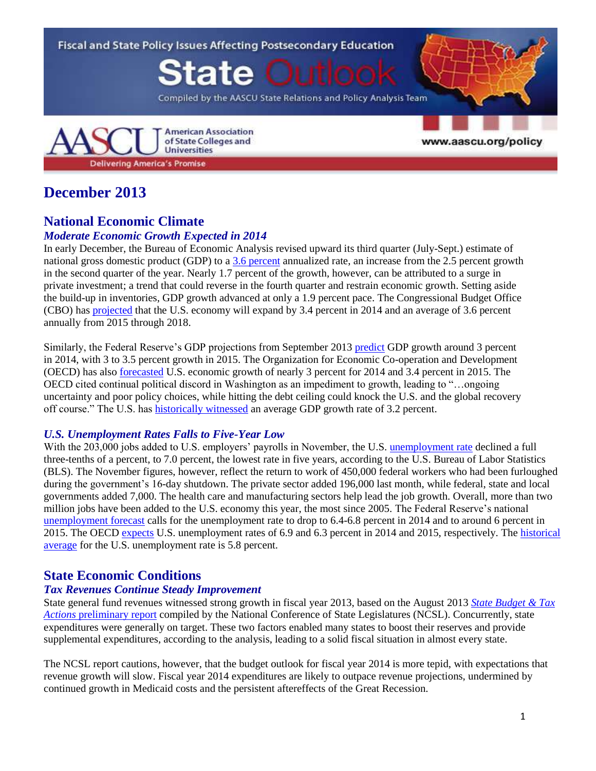Fiscal and State Policy Issues Affecting Postsecondary Education

# State Outlook

Compiled by the AASCU State Relations and Policy Analysis Team

AASCU American Association of State Colleges and Universities

Delivering America's Promise

www.aascu.org/policy

# December 2013

## National Economic Climate

### *Moderate Economic Growth Expected in 2014*

In early December, the Bureau of Economic Analysis revised upward its third quarter (July-Sept.) estimate of national gross domestic product (GDP) to a 3.6 percent annualized rate, an increase from the 2.5 percent growth in the second quarter of the year. Nearly 1.7 percent of the growth, however, can be attributed to a surge in private investment; a trend that could reverse in the fourth quarter and restrain economic growth. Setting aside the build-up in inventories, GDP growth advanced at only a 1.9 percent pace. The Congressional Budget Office (CBO) has projected that the U.S. economy will expand by 3.4 percent in 2014 and an average of 3.6 percent annually from 2015 through 2018.

Similarly, the Federal Reserve's GDP projections from September 2013 predict GDP growth around 3 percent in 2014, with 3 to 3.5 percent growth in 2015. The Organization for Economic Co-operation and Development (OECD) has also forecasted U.S. economic growth of nearly 3 percent for 2014 and 3.4 percent in 2015. The OECD cited continual political discord in Washington as an impediment to growth, leading to "…ongoing uncertainty and poor policy choices, while hitting the debt ceiling could knock the U.S. and the global recovery off course." The U.S. has historically witnessed an average GDP growth rate of 3.2 percent.

### *U.S. Unemployment Rates Falls to Five-Year Low*

With the 203,000 jobs added to U.S. employers' payrolls in November, the U.S. unemployment rate declined a full three-tenths of a percent, to 7.0 percent, the lowest rate in five years, according to the U.S. Bureau of Labor Statistics (BLS). The November figures, however, reflect the return to work of 450,000 federal workers who had been furloughed during the government's 16-day shutdown. The private sector added 196,000 last month, while federal, state and local governments added 7,000. The health care and manufacturing sectors help lead the job growth. Overall, more than two million jobs have been added to the U.S. economy this year, the most since 2005. The Federal Reserve's national unemployment forecast calls for the unemployment rate to drop to 6.4-6.8 percent in 2014 and to around 6 percent in 2015. The OECD expects U.S. unemployment rates of 6.9 and 6.3 percent in 2014 and 2015, respectively. The historical average for the U.S. unemployment rate is 5.8 percent.

## State Economic Conditions

### *Tax Revenues Continue Steady Improvement*

State general fund revenues witnessed strong growth in fiscal year 2013, based on the August 2013 *State Budget & Tax Actions* preliminary report compiled by the National Conference of State Legislatures (NCSL). Concurrently, state expenditures were generally on target. These two factors enabled many states to boost their reserves and provide supplemental expenditures, according to the analysis, leading to a solid fiscal situation in almost every state.

The NCSL report cautions, however, that the budget outlook for fiscal year 2014 is more tepid, with expectations that revenue growth will slow. Fiscal year 2014 expenditures are likely to outpace revenue projections, undermined by continued growth in Medicaid costs and the persistent aftereffects of the Great Recession.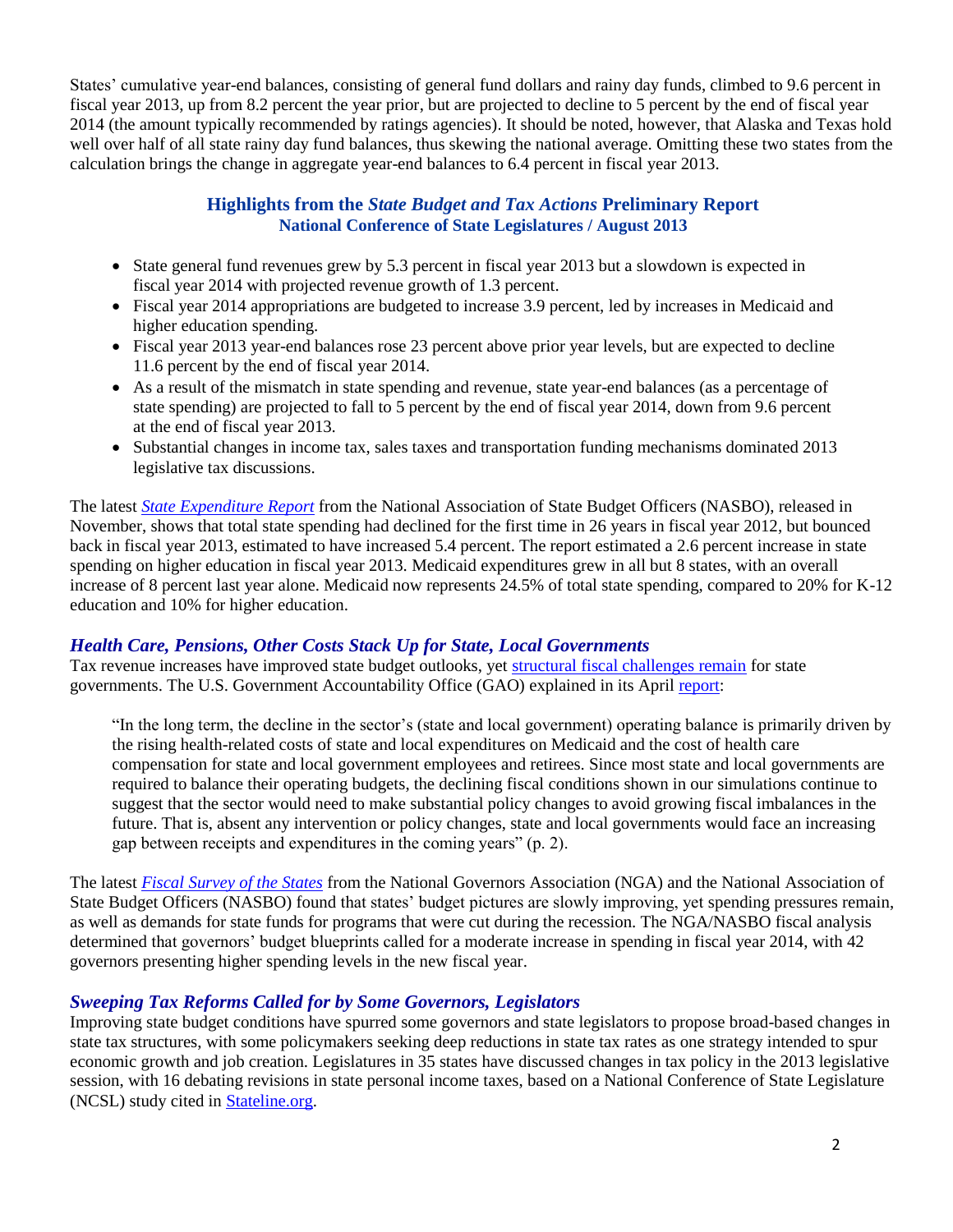States' cumulative year-end balances, consisting of general fund dollars and rainy day funds, climbed to 9.6 percent in fiscal year 2013, up from 8.2 percent the year prior, but are projected to decline to 5 percent by the end of fiscal year 2014 (the amount typically recommended by ratings agencies). It should be noted, however, that Alaska and Texas hold well over half of all state rainy day fund balances, thus skewing the national average. Omitting these two states from the calculation brings the change in aggregate year-end balances to 6.4 percent in fiscal year 2013.

### Highlights from the *State Budget and Tax Actions* Preliminary Report
**National Conference of State Legislatures / August 2013**

- State general fund revenues grew by 5.3 percent in fiscal year 2013 but a slowdown is expected in fiscal year 2014 with projected revenue growth of 1.3 percent.
- Fiscal year 2014 appropriations are budgeted to increase 3.9 percent, led by increases in Medicaid and higher education spending.
- Fiscal year 2013 year-end balances rose 23 percent above prior year levels, but are expected to decline 11.6 percent by the end of fiscal year 2014.
- As a result of the mismatch in state spending and revenue, state year-end balances (as a percentage of state spending) are projected to fall to 5 percent by the end of fiscal year 2014, down from 9.6 percent at the end of fiscal year 2013.
- Substantial changes in income tax, sales taxes and transportation funding mechanisms dominated 2013 legislative tax discussions.

The latest *State Expenditure Report* from the National Association of State Budget Officers (NASBO), released in November, shows that total state spending had declined for the first time in 26 years in fiscal year 2012, but bounced back in fiscal year 2013, estimated to have increased 5.4 percent. The report estimated a 2.6 percent increase in state spending on higher education in fiscal year 2013. Medicaid expenditures grew in all but 8 states, with an overall increase of 8 percent last year alone. Medicaid now represents 24.5% of total state spending, compared to 20% for K-12 education and 10% for higher education.

### *Health Care, Pensions, Other Costs Stack Up for State, Local Governments*

Tax revenue increases have improved state budget outlooks, yet structural fiscal challenges remain for state governments. The U.S. Government Accountability Office (GAO) explained in its April report:

> "In the long term, the decline in the sector's (state and local government) operating balance is primarily driven by the rising health-related costs of state and local expenditures on Medicaid and the cost of health care compensation for state and local government employees and retirees. Since most state and local governments are required to balance their operating budgets, the declining fiscal conditions shown in our simulations continue to suggest that the sector would need to make substantial policy changes to avoid growing fiscal imbalances in the future. That is, absent any intervention or policy changes, state and local governments would face an increasing gap between receipts and expenditures in the coming years" (p. 2).

The latest *Fiscal Survey of the States* from the National Governors Association (NGA) and the National Association of State Budget Officers (NASBO) found that states' budget pictures are slowly improving, yet spending pressures remain, as well as demands for state funds for programs that were cut during the recession. The NGA/NASBO fiscal analysis determined that governors' budget blueprints called for a moderate increase in spending in fiscal year 2014, with 42 governors presenting higher spending levels in the new fiscal year.

### *Sweeping Tax Reforms Called for by Some Governors, Legislators*

Improving state budget conditions have spurred some governors and state legislators to propose broad-based changes in state tax structures, with some policymakers seeking deep reductions in state tax rates as one strategy intended to spur economic growth and job creation. Legislatures in 35 states have discussed changes in tax policy in the 2013 legislative session, with 16 debating revisions in state personal income taxes, based on a National Conference of State Legislature (NCSL) study cited in Stateline.org.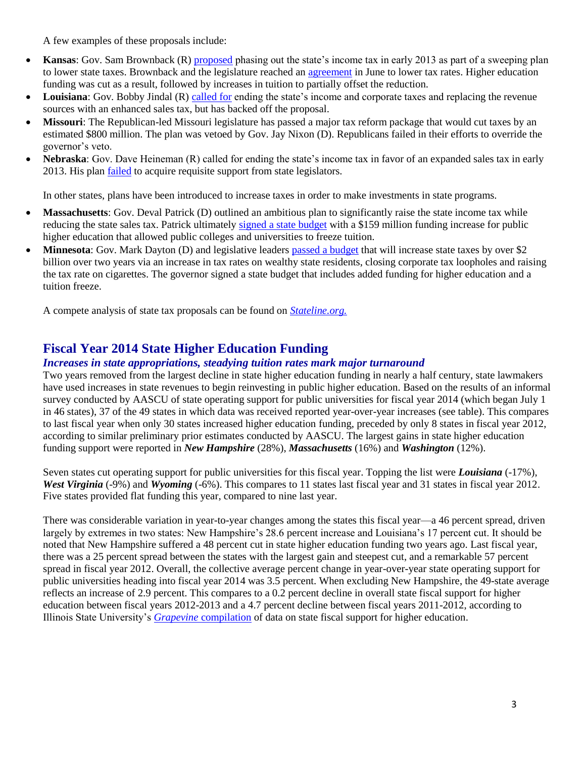A few examples of these proposals include:

- **Kansas**: Gov. Sam Brownback (R) proposed phasing out the state's income tax in early 2013 as part of a sweeping plan to lower state taxes. Brownback and the legislature reached an agreement in June to lower tax rates. Higher education funding was cut as a result, followed by increases in tuition to partially offset the reduction.
- **Louisiana**: Gov. Bobby Jindal (R) called for ending the state's income and corporate taxes and replacing the revenue sources with an enhanced sales tax, but has backed off the proposal.
- **Missouri**: The Republican-led Missouri legislature has passed a major tax reform package that would cut taxes by an estimated $800 million. The plan was vetoed by Gov. Jay Nixon (D). Republicans failed in their efforts to override the governor's veto.
- **Nebraska**: Gov. Dave Heineman (R) called for ending the state's income tax in favor of an expanded sales tax in early 2013. His plan failed to acquire requisite support from state legislators.

In other states, plans have been introduced to increase taxes in order to make investments in state programs.

- **Massachusetts**: Gov. Deval Patrick (D) outlined an ambitious plan to significantly raise the state income tax while reducing the state sales tax. Patrick ultimately signed a state budget with a $159 million funding increase for public higher education that allowed public colleges and universities to freeze tuition.
- **Minnesota**: Gov. Mark Dayton (D) and legislative leaders passed a budget that will increase state taxes by over $2 billion over two years via an increase in tax rates on wealthy state residents, closing corporate tax loopholes and raising the tax rate on cigarettes. The governor signed a state budget that includes added funding for higher education and a tuition freeze.

A compete analysis of state tax proposals can be found on *Stateline.org.*

## Fiscal Year 2014 State Higher Education Funding

### *Increases in state appropriations, steadying tuition rates mark major turnaround*

Two years removed from the largest decline in state higher education funding in nearly a half century, state lawmakers have used increases in state revenues to begin reinvesting in public higher education. Based on the results of an informal survey conducted by AASCU of state operating support for public universities for fiscal year 2014 (which began July 1 in 46 states), 37 of the 49 states in which data was received reported year-over-year increases (see table). This compares to last fiscal year when only 30 states increased higher education funding, preceded by only 8 states in fiscal year 2012, according to similar preliminary prior estimates conducted by AASCU. The largest gains in state higher education funding support were reported in ***New Hampshire*** (28%), ***Massachusetts*** (16%) and ***Washington*** (12%).

Seven states cut operating support for public universities for this fiscal year. Topping the list were ***Louisiana*** (-17%), ***West Virginia*** (-9%) and ***Wyoming*** (-6%). This compares to 11 states last fiscal year and 31 states in fiscal year 2012. Five states provided flat funding this year, compared to nine last year.

There was considerable variation in year-to-year changes among the states this fiscal year—a 46 percent spread, driven largely by extremes in two states: New Hampshire's 28.6 percent increase and Louisiana's 17 percent cut. It should be noted that New Hampshire suffered a 48 percent cut in state higher education funding two years ago. Last fiscal year, there was a 25 percent spread between the states with the largest gain and steepest cut, and a remarkable 57 percent spread in fiscal year 2012. Overall, the collective average percent change in year-over-year state operating support for public universities heading into fiscal year 2014 was 3.5 percent. When excluding New Hampshire, the 49-state average reflects an increase of 2.9 percent. This compares to a 0.2 percent decline in overall state fiscal support for higher education between fiscal years 2012-2013 and a 4.7 percent decline between fiscal years 2011-2012, according to Illinois State University's *Grapevine* compilation of data on state fiscal support for higher education.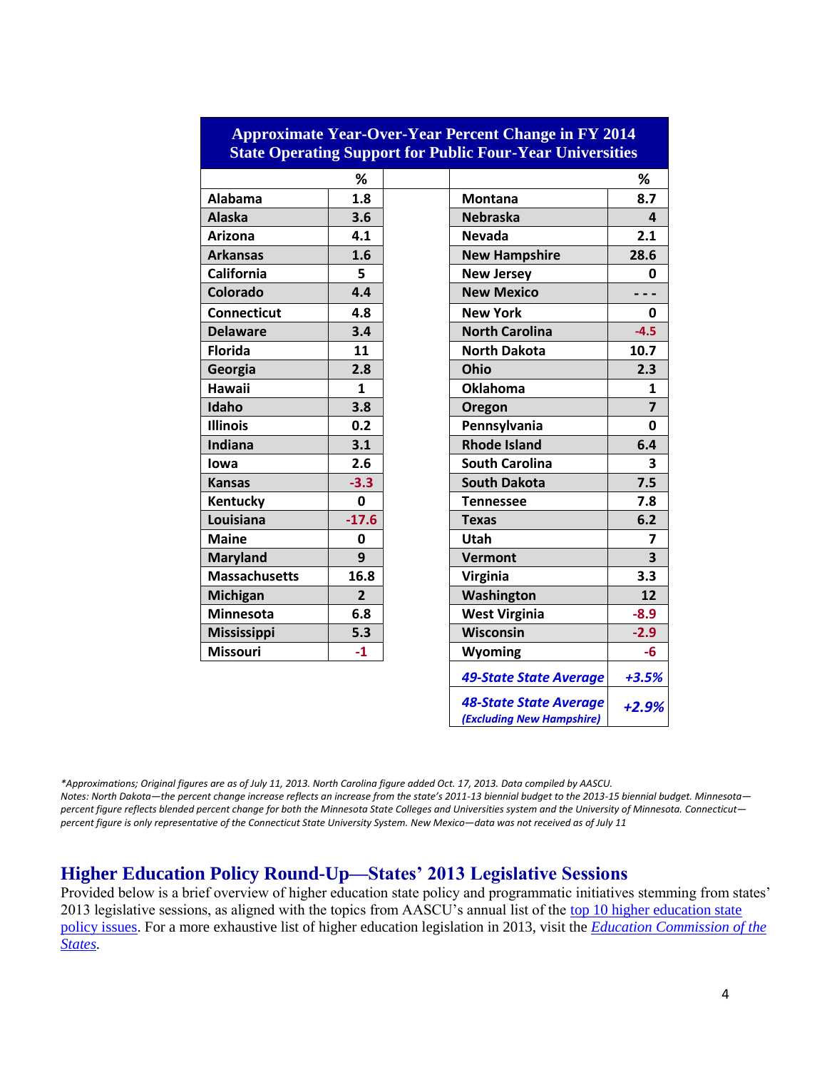**Approximate Year-Over-Year Percent Change in FY 2014 State Operating Support for Public Four-Year Universities**

| | % | | | % |
|---|---|---|---|---|
| Alabama | 1.8 | | Montana | 8.7 |
| Alaska | 3.6 | | Nebraska | 4 |
| Arizona | 4.1 | | Nevada | 2.1 |
| Arkansas | 1.6 | | New Hampshire | 28.6 |
| California | 5 | | New Jersey | 0 |
| Colorado | 4.4 | | New Mexico | - - - |
| Connecticut | 4.8 | | New York | 0 |
| Delaware | 3.4 | | North Carolina | -4.5 |
| Florida | 11 | | North Dakota | 10.7 |
| Georgia | 2.8 | | Ohio | 2.3 |
| Hawaii | 1 | | Oklahoma | 1 |
| Idaho | 3.8 | | Oregon | 7 |
| Illinois | 0.2 | | Pennsylvania | 0 |
| Indiana | 3.1 | | Rhode Island | 6.4 |
| Iowa | 2.6 | | South Carolina | 3 |
| Kansas | -3.3 | | South Dakota | 7.5 |
| Kentucky | 0 | | Tennessee | 7.8 |
| Louisiana | -17.6 | | Texas | 6.2 |
| Maine | 0 | | Utah | 7 |
| Maryland | 9 | | Vermont | 3 |
| Massachusetts | 16.8 | | Virginia | 3.3 |
| Michigan | 2 | | Washington | 12 |
| Minnesota | 6.8 | | West Virginia | -8.9 |
| Mississippi | 5.3 | | Wisconsin | -2.9 |
| Missouri | -1 | | Wyoming | -6 |
| | | | *49-State State Average* | *+3.5%* |
| | | | *48-State State Average (Excluding New Hampshire)* | *+2.9%* |

*\*Approximations; Original figures are as of July 11, 2013. North Carolina figure added Oct. 17, 2013. Data compiled by AASCU.*
*Notes: North Dakota—the percent change increase reflects an increase from the state's 2011-13 biennial budget to the 2013-15 biennial budget. Minnesota—percent figure reflects blended percent change for both the Minnesota State Colleges and Universities system and the University of Minnesota. Connecticut—percent figure is only representative of the Connecticut State University System. New Mexico—data was not received as of July 11*

## Higher Education Policy Round-Up—States' 2013 Legislative Sessions

Provided below is a brief overview of higher education state policy and programmatic initiatives stemming from states' 2013 legislative sessions, as aligned with the topics from AASCU's annual list of the top 10 higher education state policy issues. For a more exhaustive list of higher education legislation in 2013, visit the *Education Commission of the States*.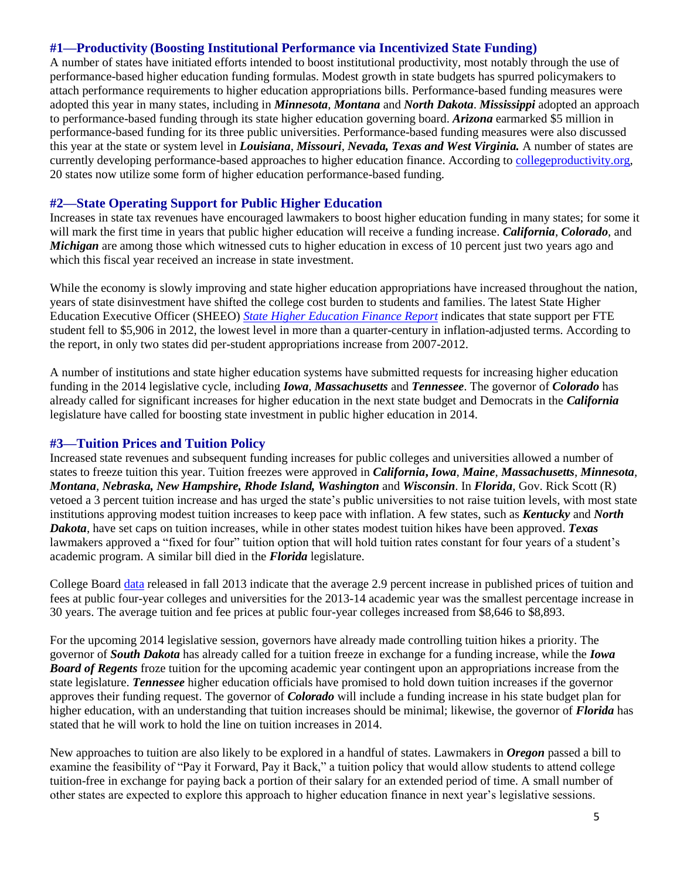## #1—Productivity (Boosting Institutional Performance via Incentivized State Funding)

A number of states have initiated efforts intended to boost institutional productivity, most notably through the use of performance-based higher education funding formulas. Modest growth in state budgets has spurred policymakers to attach performance requirements to higher education appropriations bills. Performance-based funding measures were adopted this year in many states, including in ***Minnesota***, ***Montana*** and ***North Dakota***. ***Mississippi*** adopted an approach to performance-based funding through its state higher education governing board. ***Arizona*** earmarked $5 million in performance-based funding for its three public universities. Performance-based funding measures were also discussed this year at the state or system level in ***Louisiana***, ***Missouri***, ***Nevada, Texas and West Virginia.*** A number of states are currently developing performance-based approaches to higher education finance. According to collegeproductivity.org, 20 states now utilize some form of higher education performance-based funding.

## #2—State Operating Support for Public Higher Education

Increases in state tax revenues have encouraged lawmakers to boost higher education funding in many states; for some it will mark the first time in years that public higher education will receive a funding increase. ***California***, ***Colorado***, and ***Michigan*** are among those which witnessed cuts to higher education in excess of 10 percent just two years ago and which this fiscal year received an increase in state investment.

While the economy is slowly improving and state higher education appropriations have increased throughout the nation, years of state disinvestment have shifted the college cost burden to students and families. The latest State Higher Education Executive Officer (SHEEO) *State Higher Education Finance Report* indicates that state support per FTE student fell to $5,906 in 2012, the lowest level in more than a quarter-century in inflation-adjusted terms. According to the report, in only two states did per-student appropriations increase from 2007-2012.

A number of institutions and state higher education systems have submitted requests for increasing higher education funding in the 2014 legislative cycle, including ***Iowa***, ***Massachusetts*** and ***Tennessee***. The governor of ***Colorado*** has already called for significant increases for higher education in the next state budget and Democrats in the ***California*** legislature have called for boosting state investment in public higher education in 2014.

## #3—Tuition Prices and Tuition Policy

Increased state revenues and subsequent funding increases for public colleges and universities allowed a number of states to freeze tuition this year. Tuition freezes were approved in ***California, Iowa***, ***Maine***, ***Massachusetts***, ***Minnesota***, ***Montana***, ***Nebraska, New Hampshire, Rhode Island, Washington*** and ***Wisconsin***. In ***Florida***, Gov. Rick Scott (R) vetoed a 3 percent tuition increase and has urged the state's public universities to not raise tuition levels, with most state institutions approving modest tuition increases to keep pace with inflation. A few states, such as ***Kentucky*** and ***North Dakota***, have set caps on tuition increases, while in other states modest tuition hikes have been approved. ***Texas*** lawmakers approved a "fixed for four" tuition option that will hold tuition rates constant for four years of a student's academic program. A similar bill died in the ***Florida*** legislature.

College Board data released in fall 2013 indicate that the average 2.9 percent increase in published prices of tuition and fees at public four-year colleges and universities for the 2013-14 academic year was the smallest percentage increase in 30 years. The average tuition and fee prices at public four-year colleges increased from $8,646 to $8,893.

For the upcoming 2014 legislative session, governors have already made controlling tuition hikes a priority. The governor of ***South Dakota*** has already called for a tuition freeze in exchange for a funding increase, while the ***Iowa Board of Regents*** froze tuition for the upcoming academic year contingent upon an appropriations increase from the state legislature. ***Tennessee*** higher education officials have promised to hold down tuition increases if the governor approves their funding request. The governor of ***Colorado*** will include a funding increase in his state budget plan for higher education, with an understanding that tuition increases should be minimal; likewise, the governor of ***Florida*** has stated that he will work to hold the line on tuition increases in 2014.

New approaches to tuition are also likely to be explored in a handful of states. Lawmakers in ***Oregon*** passed a bill to examine the feasibility of "Pay it Forward, Pay it Back," a tuition policy that would allow students to attend college tuition-free in exchange for paying back a portion of their salary for an extended period of time. A small number of other states are expected to explore this approach to higher education finance in next year's legislative sessions.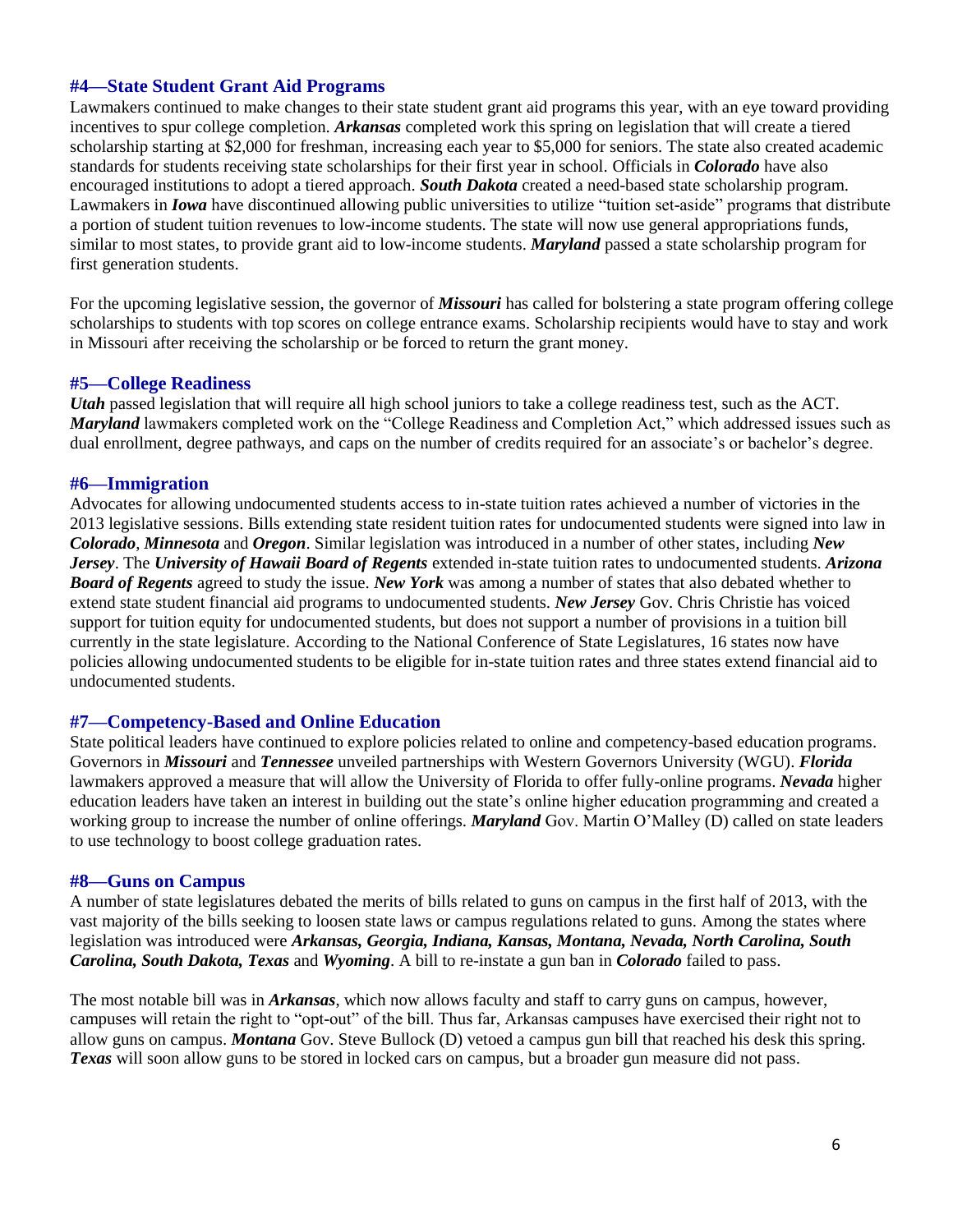### #4—State Student Grant Aid Programs

Lawmakers continued to make changes to their state student grant aid programs this year, with an eye toward providing incentives to spur college completion. ***Arkansas*** completed work this spring on legislation that will create a tiered scholarship starting at $2,000 for freshman, increasing each year to $5,000 for seniors. The state also created academic standards for students receiving state scholarships for their first year in school. Officials in ***Colorado*** have also encouraged institutions to adopt a tiered approach. ***South Dakota*** created a need-based state scholarship program. Lawmakers in ***Iowa*** have discontinued allowing public universities to utilize "tuition set-aside" programs that distribute a portion of student tuition revenues to low-income students. The state will now use general appropriations funds, similar to most states, to provide grant aid to low-income students. ***Maryland*** passed a state scholarship program for first generation students.

For the upcoming legislative session, the governor of ***Missouri*** has called for bolstering a state program offering college scholarships to students with top scores on college entrance exams. Scholarship recipients would have to stay and work in Missouri after receiving the scholarship or be forced to return the grant money.

### #5—College Readiness

***Utah*** passed legislation that will require all high school juniors to take a college readiness test, such as the ACT. ***Maryland*** lawmakers completed work on the "College Readiness and Completion Act," which addressed issues such as dual enrollment, degree pathways, and caps on the number of credits required for an associate's or bachelor's degree.

### #6—Immigration

Advocates for allowing undocumented students access to in-state tuition rates achieved a number of victories in the 2013 legislative sessions. Bills extending state resident tuition rates for undocumented students were signed into law in ***Colorado***, ***Minnesota*** and ***Oregon***. Similar legislation was introduced in a number of other states, including ***New Jersey***. The ***University of Hawaii Board of Regents*** extended in-state tuition rates to undocumented students. ***Arizona Board of Regents*** agreed to study the issue. ***New York*** was among a number of states that also debated whether to extend state student financial aid programs to undocumented students. ***New Jersey*** Gov. Chris Christie has voiced support for tuition equity for undocumented students, but does not support a number of provisions in a tuition bill currently in the state legislature. According to the National Conference of State Legislatures, 16 states now have policies allowing undocumented students to be eligible for in-state tuition rates and three states extend financial aid to undocumented students.

### #7—Competency-Based and Online Education

State political leaders have continued to explore policies related to online and competency-based education programs. Governors in ***Missouri*** and ***Tennessee*** unveiled partnerships with Western Governors University (WGU). ***Florida*** lawmakers approved a measure that will allow the University of Florida to offer fully-online programs. ***Nevada*** higher education leaders have taken an interest in building out the state's online higher education programming and created a working group to increase the number of online offerings. ***Maryland*** Gov. Martin O'Malley (D) called on state leaders to use technology to boost college graduation rates.

### #8—Guns on Campus

A number of state legislatures debated the merits of bills related to guns on campus in the first half of 2013, with the vast majority of the bills seeking to loosen state laws or campus regulations related to guns. Among the states where legislation was introduced were ***Arkansas, Georgia, Indiana, Kansas, Montana, Nevada, North Carolina, South Carolina, South Dakota, Texas*** and ***Wyoming***. A bill to re-instate a gun ban in ***Colorado*** failed to pass.

The most notable bill was in ***Arkansas***, which now allows faculty and staff to carry guns on campus, however, campuses will retain the right to "opt-out" of the bill. Thus far, Arkansas campuses have exercised their right not to allow guns on campus. ***Montana*** Gov. Steve Bullock (D) vetoed a campus gun bill that reached his desk this spring. ***Texas*** will soon allow guns to be stored in locked cars on campus, but a broader gun measure did not pass.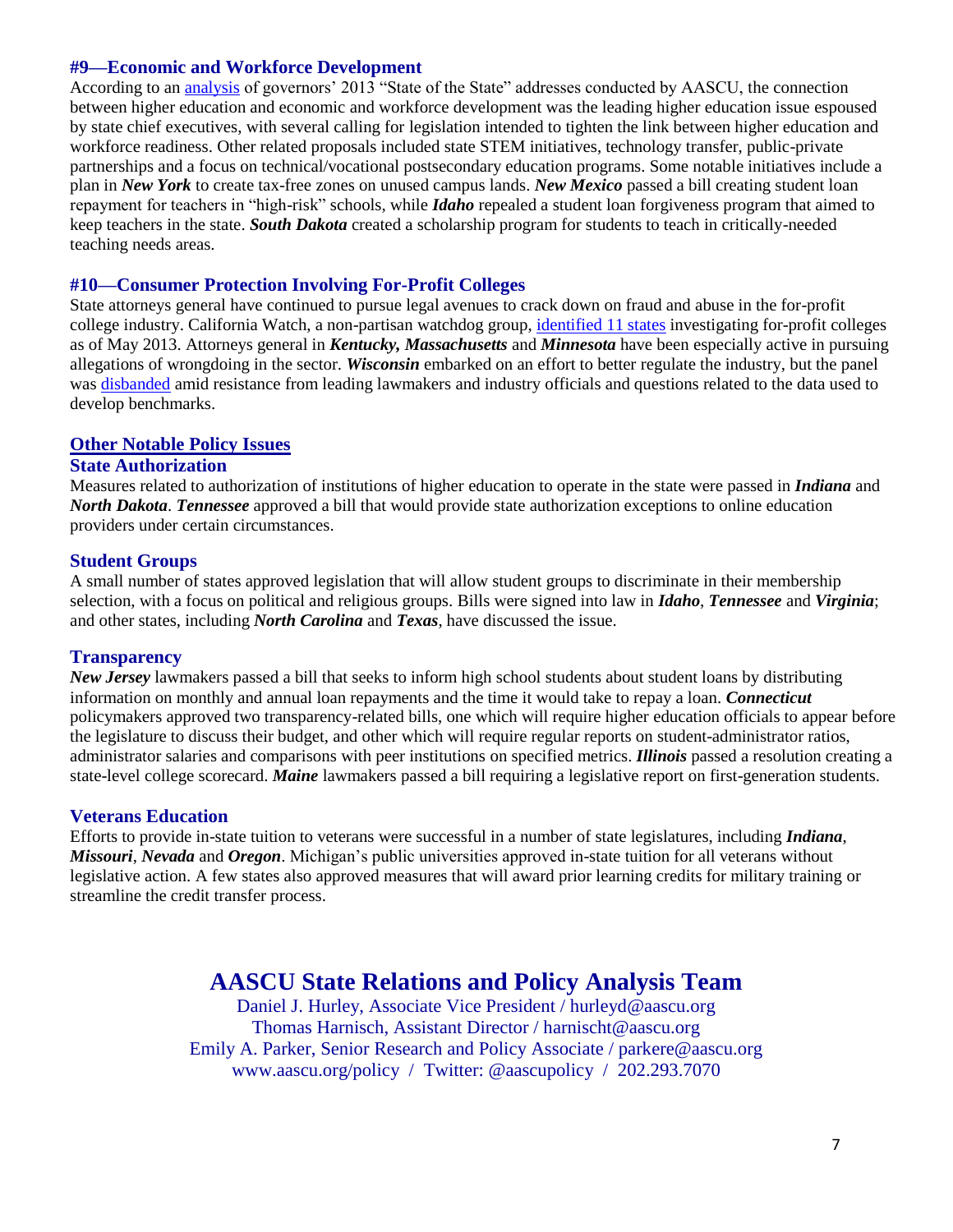### #9—Economic and Workforce Development

According to an analysis of governors' 2013 "State of the State" addresses conducted by AASCU, the connection between higher education and economic and workforce development was the leading higher education issue espoused by state chief executives, with several calling for legislation intended to tighten the link between higher education and workforce readiness. Other related proposals included state STEM initiatives, technology transfer, public-private partnerships and a focus on technical/vocational postsecondary education programs. Some notable initiatives include a plan in ***New York*** to create tax-free zones on unused campus lands. ***New Mexico*** passed a bill creating student loan repayment for teachers in "high-risk" schools, while ***Idaho*** repealed a student loan forgiveness program that aimed to keep teachers in the state. ***South Dakota*** created a scholarship program for students to teach in critically-needed teaching needs areas.

### #10—Consumer Protection Involving For-Profit Colleges

State attorneys general have continued to pursue legal avenues to crack down on fraud and abuse in the for-profit college industry. California Watch, a non-partisan watchdog group, identified 11 states investigating for-profit colleges as of May 2013. Attorneys general in ***Kentucky, Massachusetts*** and ***Minnesota*** have been especially active in pursuing allegations of wrongdoing in the sector. ***Wisconsin*** embarked on an effort to better regulate the industry, but the panel was disbanded amid resistance from leading lawmakers and industry officials and questions related to the data used to develop benchmarks.

## Other Notable Policy Issues

### State Authorization

Measures related to authorization of institutions of higher education to operate in the state were passed in ***Indiana*** and ***North Dakota***. ***Tennessee*** approved a bill that would provide state authorization exceptions to online education providers under certain circumstances.

### Student Groups

A small number of states approved legislation that will allow student groups to discriminate in their membership selection, with a focus on political and religious groups. Bills were signed into law in ***Idaho***, ***Tennessee*** and ***Virginia***; and other states, including ***North Carolina*** and ***Texas***, have discussed the issue.

### Transparency

***New Jersey*** lawmakers passed a bill that seeks to inform high school students about student loans by distributing information on monthly and annual loan repayments and the time it would take to repay a loan. ***Connecticut*** policymakers approved two transparency-related bills, one which will require higher education officials to appear before the legislature to discuss their budget, and other which will require regular reports on student-administrator ratios, administrator salaries and comparisons with peer institutions on specified metrics. ***Illinois*** passed a resolution creating a state-level college scorecard. ***Maine*** lawmakers passed a bill requiring a legislative report on first-generation students.

### Veterans Education

Efforts to provide in-state tuition to veterans were successful in a number of state legislatures, including ***Indiana***, ***Missouri***, ***Nevada*** and ***Oregon***. Michigan's public universities approved in-state tuition for all veterans without legislative action. A few states also approved measures that will award prior learning credits for military training or streamline the credit transfer process.

## AASCU State Relations and Policy Analysis Team

Daniel J. Hurley, Associate Vice President / hurleyd@aascu.org
Thomas Harnisch, Assistant Director / harnischt@aascu.org
Emily A. Parker, Senior Research and Policy Associate / parkere@aascu.org
www.aascu.org/policy / Twitter: @aascupolicy / 202.293.7070